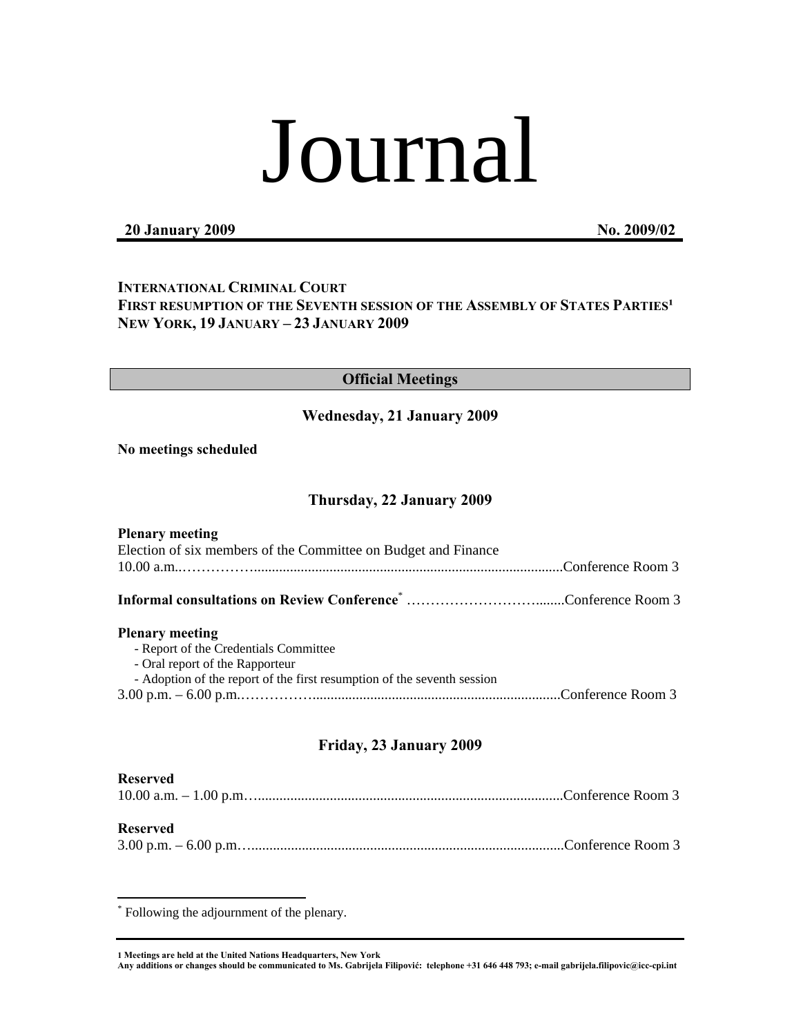# Journal

**20 January 2009** **No. 2009/02**

**INTERNATIONAL CRIMINAL COURT**
**FIRST RESUMPTION OF THE SEVENTH SESSION OF THE ASSEMBLY OF STATES PARTIES[1]**
**NEW YORK, 19 JANUARY – 23 JANUARY 2009**

## Official Meetings

### Wednesday, 21 January 2009

**No meetings scheduled**

### Thursday, 22 January 2009

**Plenary meeting**
Election of six members of the Committee on Budget and Finance
10.00 a.m.……………….......................................................................................Conference Room 3

**Informal consultations on Review Conference**[*] ……………………………........Conference Room 3

**Plenary meeting**
- Report of the Credentials Committee
- Oral report of the Rapporteur
- Adoption of the report of the first resumption of the seventh session

3.00 p.m. – 6.00 p.m.……………….....................................................................Conference Room 3

### Friday, 23 January 2009

**Reserved**
10.00 a.m. – 1.00 p.m…......................................................................................Conference Room 3

**Reserved**
3.00 p.m. – 6.00 p.m….........................................................................................Conference Room 3

[*] Following the adjournment of the plenary.

**1 Meetings are held at the United Nations Headquarters, New York**
**Any additions or changes should be communicated to Ms. Gabrijela Filipović: telephone +31 646 448 793; e-mail gabrijela.filipovic@icc-cpi.int**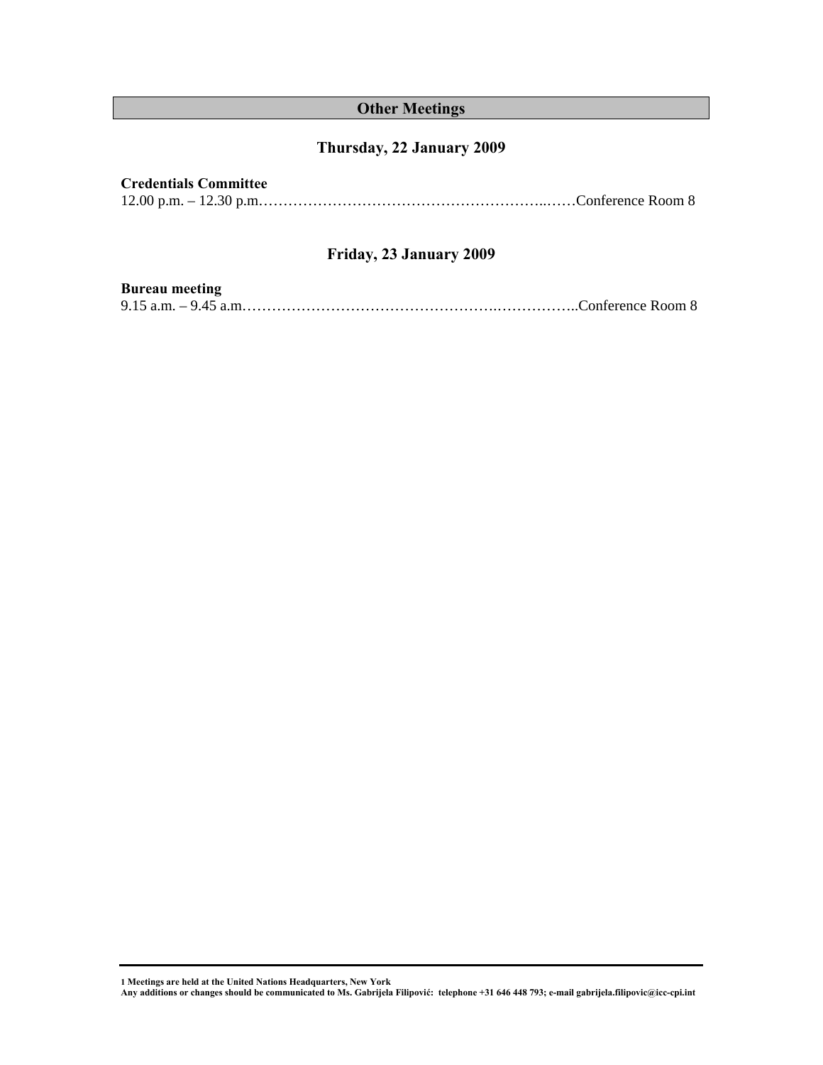## Other Meetings

### Thursday, 22 January 2009

**Credentials Committee**
12.00 p.m. – 12.30 p.m.…………………………………………………..……Conference Room 8

### Friday, 23 January 2009

**Bureau meeting**
9.15 a.m. – 9.45 a.m…………………………………………….……………..Conference Room 8

---

**1 Meetings are held at the United Nations Headquarters, New York**
**Any additions or changes should be communicated to Ms. Gabrijela Filipović: telephone +31 646 448 793; e-mail gabrijela.filipovic@icc-cpi.int**